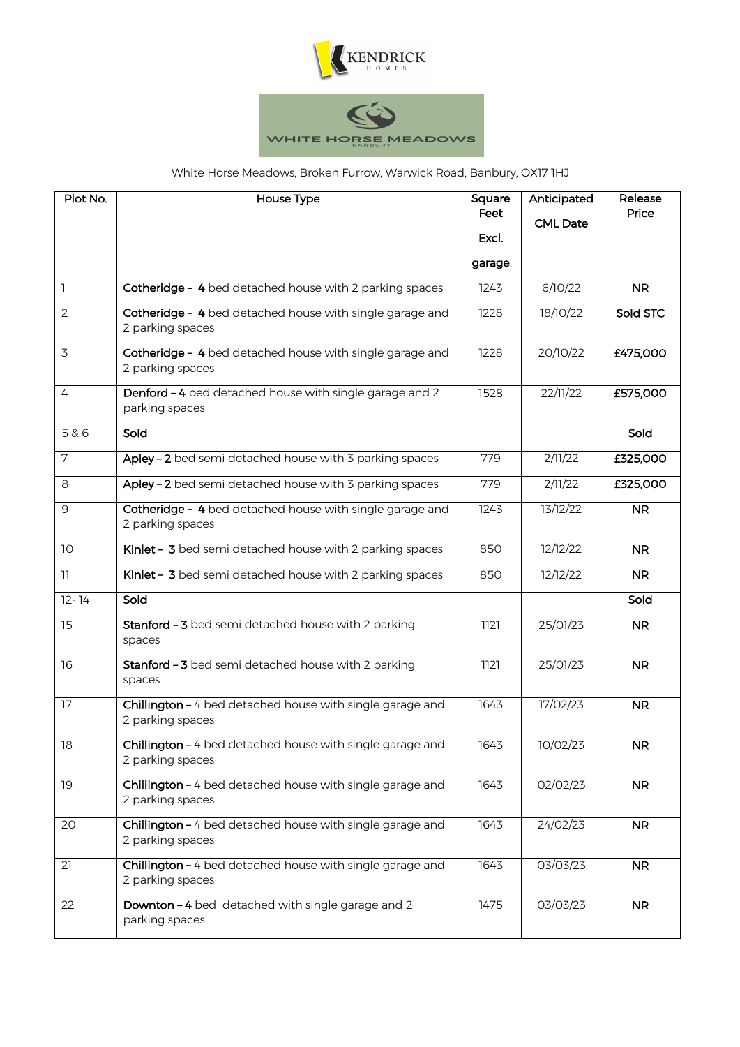KENDRICK HOMES

WHITE HORSE MEADOWS BANBURY

White Horse Meadows, Broken Furrow, Warwick Road, Banbury, OX17 1HJ

| Plot No. | House Type | Square Feet Excl. garage | Anticipated CML Date | Release Price |
|---|---|---|---|---|
| 1 | **Cotheridge -** 4 bed detached house with 2 parking spaces | 1243 | 6/10/22 | **NR** |
| 2 | **Cotheridge -** 4 bed detached house with single garage and 2 parking spaces | 1228 | 18/10/22 | **Sold STC** |
| 3 | **Cotheridge -** 4 bed detached house with single garage and 2 parking spaces | 1228 | 20/10/22 | **£475,000** |
| 4 | **Denford – 4** bed detached house with single garage and 2 parking spaces | 1528 | 22/11/22 | **£575,000** |
| 5 & 6 | **Sold** | | | **Sold** |
| 7 | **Apley – 2** bed semi detached house with 3 parking spaces | 779 | 2/11/22 | **£325,000** |
| 8 | **Apley – 2** bed semi detached house with 3 parking spaces | 779 | 2/11/22 | **£325,000** |
| 9 | **Cotheridge -** 4 bed detached house with single garage and 2 parking spaces | 1243 | 13/12/22 | **NR** |
| 10 | **Kinlet -** 3 bed semi detached house with 2 parking spaces | 850 | 12/12/22 | **NR** |
| 11 | **Kinlet -** 3 bed semi detached house with 2 parking spaces | 850 | 12/12/22 | **NR** |
| 12- 14 | **Sold** | | | **Sold** |
| 15 | **Stanford – 3** bed semi detached house with 2 parking spaces | 1121 | 25/01/23 | **NR** |
| 16 | **Stanford – 3** bed semi detached house with 2 parking spaces | 1121 | 25/01/23 | **NR** |
| 17 | **Chillington –** 4 bed detached house with single garage and 2 parking spaces | 1643 | 17/02/23 | **NR** |
| 18 | **Chillington –** 4 bed detached house with single garage and 2 parking spaces | 1643 | 10/02/23 | **NR** |
| 19 | **Chillington –** 4 bed detached house with single garage and 2 parking spaces | 1643 | 02/02/23 | **NR** |
| 20 | **Chillington –** 4 bed detached house with single garage and 2 parking spaces | 1643 | 24/02/23 | **NR** |
| 21 | **Chillington –** 4 bed detached house with single garage and 2 parking spaces | 1643 | 03/03/23 | **NR** |
| 22 | **Downton – 4** bed detached with single garage and 2 parking spaces | 1475 | 03/03/23 | **NR** |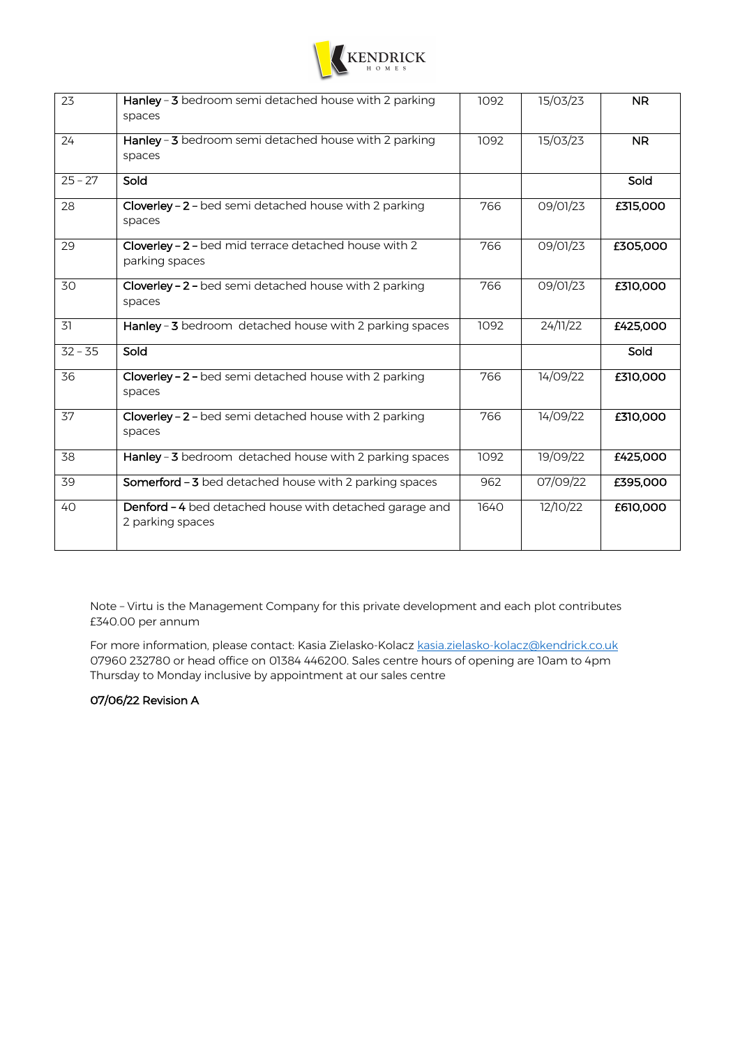KENDRICK HOMES

| | | | | |
|---|---|---|---|---|
| 23 | **Hanley** - **3** bedroom semi detached house with 2 parking spaces | 1092 | 15/03/23 | **NR** |
| 24 | **Hanley** - **3** bedroom semi detached house with 2 parking spaces | 1092 | 15/03/23 | **NR** |
| 25 – 27 | **Sold** | | | **Sold** |
| 28 | **Cloverley – 2 –** bed semi detached house with 2 parking spaces | 766 | 09/01/23 | **£315,000** |
| 29 | **Cloverley – 2 –** bed mid terrace detached house with 2 parking spaces | 766 | 09/01/23 | **£305,000** |
| 30 | **Cloverley – 2 –** bed semi detached house with 2 parking spaces | 766 | 09/01/23 | **£310,000** |
| 31 | **Hanley** - **3** bedroom detached house with 2 parking spaces | 1092 | 24/11/22 | **£425,000** |
| 32 – 35 | **Sold** | | | **Sold** |
| 36 | **Cloverley – 2 –** bed semi detached house with 2 parking spaces | 766 | 14/09/22 | **£310,000** |
| 37 | **Cloverley – 2 –** bed semi detached house with 2 parking spaces | 766 | 14/09/22 | **£310,000** |
| 38 | **Hanley** - **3** bedroom detached house with 2 parking spaces | 1092 | 19/09/22 | **£425,000** |
| 39 | **Somerford – 3** bed detached house with 2 parking spaces | 962 | 07/09/22 | **£395,000** |
| 40 | **Denford – 4** bed detached house with detached garage and 2 parking spaces | 1640 | 12/10/22 | **£610,000** |

Note – Virtu is the Management Company for this private development and each plot contributes £340.00 per annum

For more information, please contact: Kasia Zielasko-Kolacz kasia.zielasko-kolacz@kendrick.co.uk 07960 232780 or head office on 01384 446200. Sales centre hours of opening are 10am to 4pm Thursday to Monday inclusive by appointment at our sales centre

**07/06/22 Revision A**